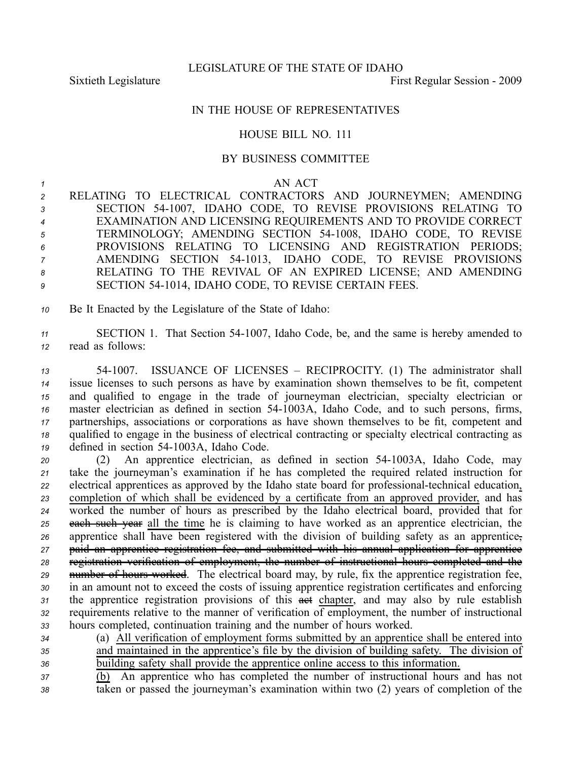LEGISLATURE OF THE STATE OF IDAHO

Sixtieth Legislature First Regular Session - 2009

IN THE HOUSE OF REPRESENTATIVES

HOUSE BILL NO. 111

BY BUSINESS COMMITTEE

AN ACT

RELATING TO ELECTRICAL CONTRACTORS AND JOURNEYMEN; AMENDING SECTION 54-1007, IDAHO CODE, TO REVISE PROVISIONS RELATING TO EXAMINATION AND LICENSING REQUIREMENTS AND TO PROVIDE CORRECT TERMINOLOGY; AMENDING SECTION 54-1008, IDAHO CODE, TO REVISE PROVISIONS RELATING TO LICENSING AND REGISTRATION PERIODS; AMENDING SECTION 54-1013, IDAHO CODE, TO REVISE PROVISIONS RELATING TO THE REVIVAL OF AN EXPIRED LICENSE; AND AMENDING SECTION 54-1014, IDAHO CODE, TO REVISE CERTAIN FEES.

Be It Enacted by the Legislature of the State of Idaho:

SECTION 1. That Section 54-1007, Idaho Code, be, and the same is hereby amended to read as follows:

54-1007. ISSUANCE OF LICENSES – RECIPROCITY. (1) The administrator shall issue licenses to such persons as have by examination shown themselves to be fit, competent and qualified to engage in the trade of journeyman electrician, specialty electrician or master electrician as defined in section 54-1003A, Idaho Code, and to such persons, firms, partnerships, associations or corporations as have shown themselves to be fit, competent and qualified to engage in the business of electrical contracting or specialty electrical contracting as defined in section 54-1003A, Idaho Code.

(2) An apprentice electrician, as defined in section 54-1003A, Idaho Code, may take the journeyman's examination if he has completed the required related instruction for electrical apprentices as approved by the Idaho state board for professional-technical education<u>, completion of which shall be evidenced by a certificate from an approved provider,</u> and has worked the number of hours as prescribed by the Idaho electrical board, provided that for ~~each such year~~ <u>all the time</u> he is claiming to have worked as an apprentice electrician, the apprentice shall have been registered with the division of building safety as an apprentice~~, paid an apprentice registration fee, and submitted with his annual application for apprentice registration verification of employment, the number of instructional hours completed and the number of hours worked~~. The electrical board may, by rule, fix the apprentice registration fee, in an amount not to exceed the costs of issuing apprentice registration certificates and enforcing the apprentice registration provisions of this ~~act~~ <u>chapter</u>, and may also by rule establish requirements relative to the manner of verification of employment, the number of instructional hours completed, continuation training and the number of hours worked.

(a) <u>All verification of employment forms submitted by an apprentice shall be entered into and maintained in the apprentice's file by the division of building safety. The division of building safety shall provide the apprentice online access to this information.</u>

<u>(b)</u> An apprentice who has completed the number of instructional hours and has not taken or passed the journeyman's examination within two (2) years of completion of the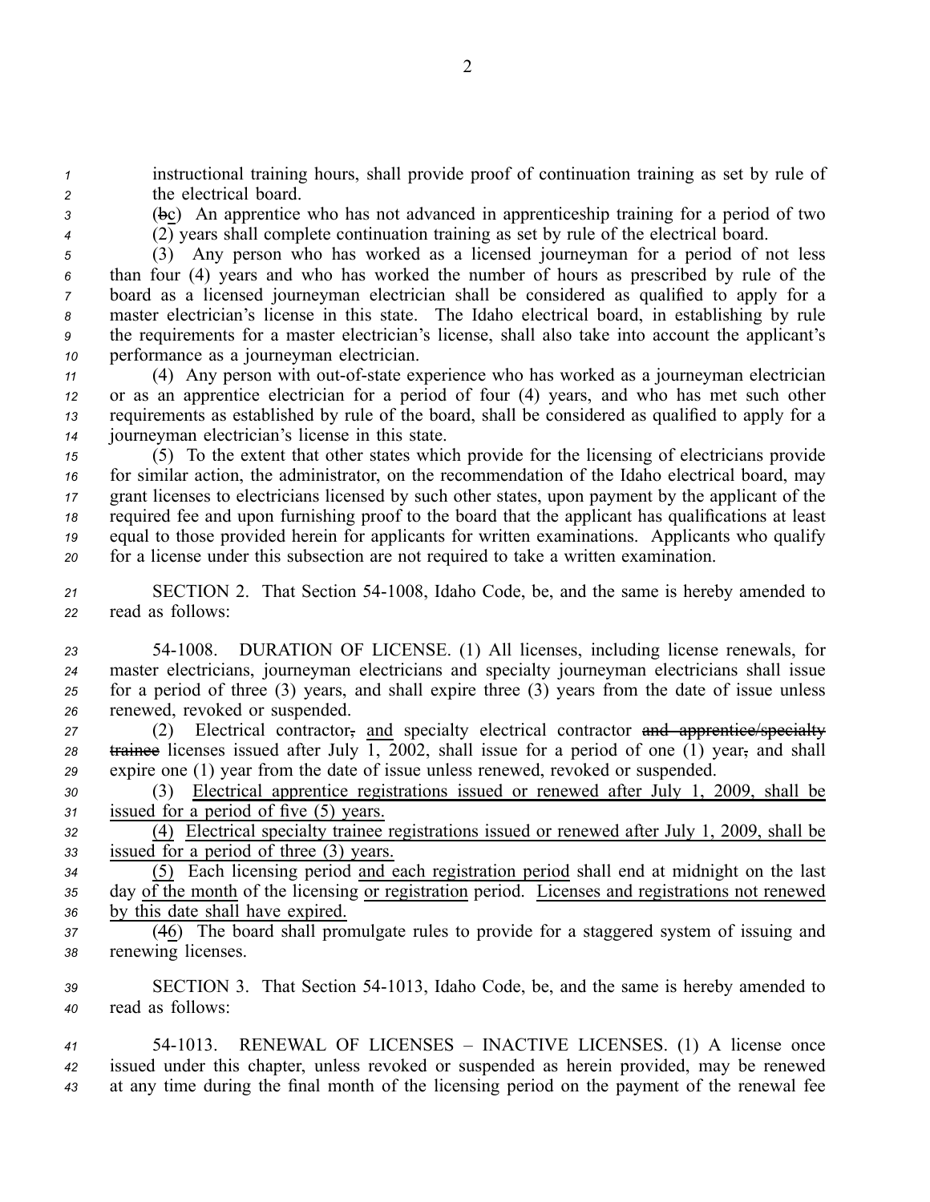instructional training hours, shall provide proof of continuation training as set by rule of the electrical board.

(~~b~~c) An apprentice who has not advanced in apprenticeship training for a period of two (2) years shall complete continuation training as set by rule of the electrical board.

(3) Any person who has worked as a licensed journeyman for a period of not less than four (4) years and who has worked the number of hours as prescribed by rule of the board as a licensed journeyman electrician shall be considered as qualified to apply for a master electrician's license in this state. The Idaho electrical board, in establishing by rule the requirements for a master electrician's license, shall also take into account the applicant's performance as a journeyman electrician.

(4) Any person with out-of-state experience who has worked as a journeyman electrician or as an apprentice electrician for a period of four (4) years, and who has met such other requirements as established by rule of the board, shall be considered as qualified to apply for a journeyman electrician's license in this state.

(5) To the extent that other states which provide for the licensing of electricians provide for similar action, the administrator, on the recommendation of the Idaho electrical board, may grant licenses to electricians licensed by such other states, upon payment by the applicant of the required fee and upon furnishing proof to the board that the applicant has qualifications at least equal to those provided herein for applicants for written examinations. Applicants who qualify for a license under this subsection are not required to take a written examination.

SECTION 2. That Section 54-1008, Idaho Code, be, and the same is hereby amended to read as follows:

54-1008. DURATION OF LICENSE. (1) All licenses, including license renewals, for master electricians, journeyman electricians and specialty journeyman electricians shall issue for a period of three (3) years, and shall expire three (3) years from the date of issue unless renewed, revoked or suspended.

(2) Electrical contractor~~,~~ and specialty electrical contractor ~~and apprentice/specialty trainee~~ licenses issued after July 1, 2002, shall issue for a period of one (1) year~~,~~ and shall expire one (1) year from the date of issue unless renewed, revoked or suspended.

(3) Electrical apprentice registrations issued or renewed after July 1, 2009, shall be issued for a period of five (5) years.

(4) Electrical specialty trainee registrations issued or renewed after July 1, 2009, shall be issued for a period of three (3) years.

(5) Each licensing period and each registration period shall end at midnight on the last day of the month of the licensing or registration period. Licenses and registrations not renewed by this date shall have expired.

(~~4~~6) The board shall promulgate rules to provide for a staggered system of issuing and renewing licenses.

SECTION 3. That Section 54-1013, Idaho Code, be, and the same is hereby amended to read as follows:

54-1013. RENEWAL OF LICENSES – INACTIVE LICENSES. (1) A license once issued under this chapter, unless revoked or suspended as herein provided, may be renewed at any time during the final month of the licensing period on the payment of the renewal fee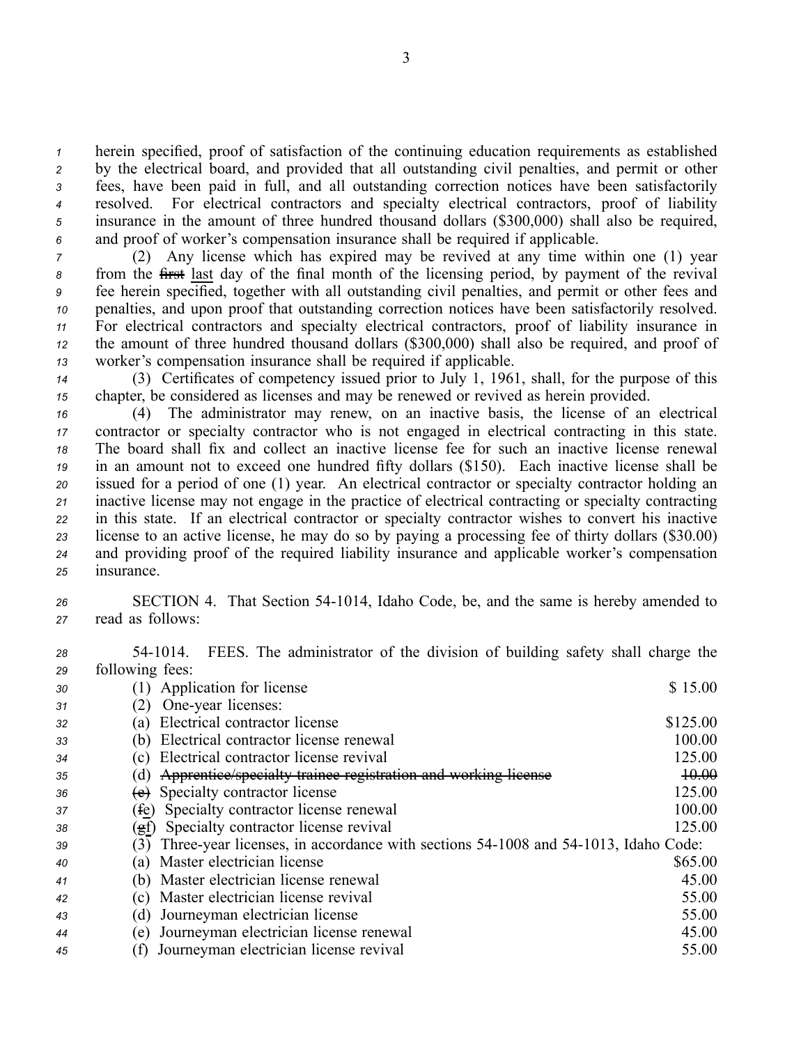herein specified, proof of satisfaction of the continuing education requirements as established by the electrical board, and provided that all outstanding civil penalties, and permit or other fees, have been paid in full, and all outstanding correction notices have been satisfactorily resolved. For electrical contractors and specialty electrical contractors, proof of liability insurance in the amount of three hundred thousand dollars ($300,000) shall also be required, and proof of worker's compensation insurance shall be required if applicable.

(2) Any license which has expired may be revived at any time within one (1) year from the ~~first~~ last day of the final month of the licensing period, by payment of the revival fee herein specified, together with all outstanding civil penalties, and permit or other fees and penalties, and upon proof that outstanding correction notices have been satisfactorily resolved. For electrical contractors and specialty electrical contractors, proof of liability insurance in the amount of three hundred thousand dollars ($300,000) shall also be required, and proof of worker's compensation insurance shall be required if applicable.

(3) Certificates of competency issued prior to July 1, 1961, shall, for the purpose of this chapter, be considered as licenses and may be renewed or revived as herein provided.

(4) The administrator may renew, on an inactive basis, the license of an electrical contractor or specialty contractor who is not engaged in electrical contracting in this state. The board shall fix and collect an inactive license fee for such an inactive license renewal in an amount not to exceed one hundred fifty dollars ($150). Each inactive license shall be issued for a period of one (1) year. An electrical contractor or specialty contractor holding an inactive license may not engage in the practice of electrical contracting or specialty contracting in this state. If an electrical contractor or specialty contractor wishes to convert his inactive license to an active license, he may do so by paying a processing fee of thirty dollars ($30.00) and providing proof of the required liability insurance and applicable worker's compensation insurance.

SECTION 4. That Section 54-1014, Idaho Code, be, and the same is hereby amended to read as follows:

54-1014. FEES. The administrator of the division of building safety shall charge the following fees:

| | |
|---|---|
| (1) Application for license | $ 15.00 |
| (2) One-year licenses: | |
| (a) Electrical contractor license | $125.00 |
| (b) Electrical contractor license renewal | 100.00 |
| (c) Electrical contractor license revival | 125.00 |
| (d) ~~Apprentice/specialty trainee registration and working license~~ | ~~10.00~~ |
| (~~e~~) Specialty contractor license | 125.00 |
| (~~f~~e) Specialty contractor license renewal | 100.00 |
| (~~g~~f) Specialty contractor license revival | 125.00 |
| (3) Three-year licenses, in accordance with sections 54-1008 and 54-1013, Idaho Code: | |
| (a) Master electrician license | $65.00 |
| (b) Master electrician license renewal | 45.00 |
| (c) Master electrician license revival | 55.00 |
| (d) Journeyman electrician license | 55.00 |
| (e) Journeyman electrician license renewal | 45.00 |
| (f) Journeyman electrician license revival | 55.00 |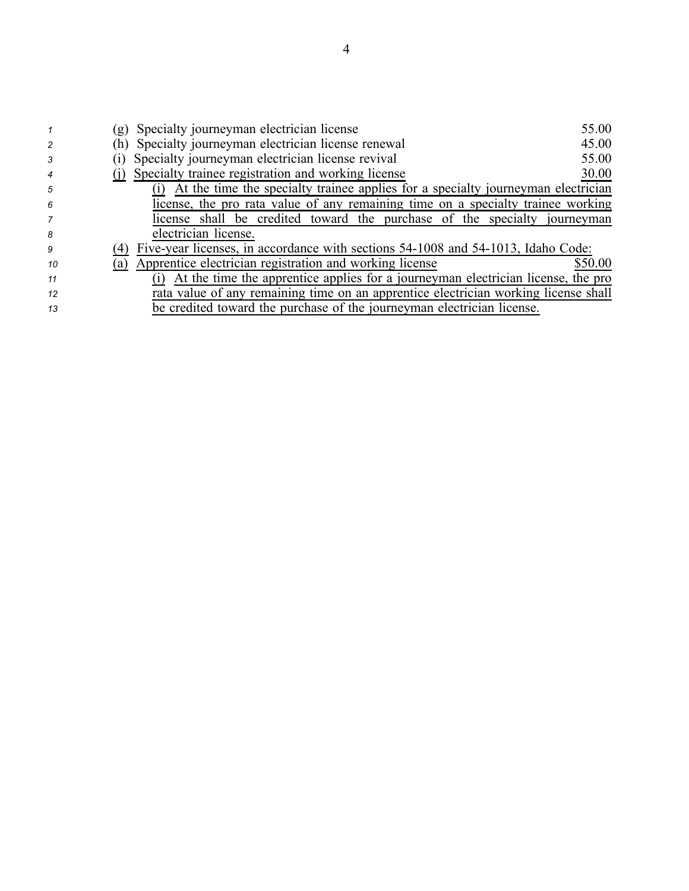(g) Specialty journeyman electrician license 55.00

(h) Specialty journeyman electrician license renewal 45.00

(i) Specialty journeyman electrician license revival 55.00

(j) Specialty trainee registration and working license 30.00

(i) At the time the specialty trainee applies for a specialty journeyman electrician license, the pro rata value of any remaining time on a specialty trainee working license shall be credited toward the purchase of the specialty journeyman electrician license.

(4) Five-year licenses, in accordance with sections 54-1008 and 54-1013, Idaho Code:

(a) Apprentice electrician registration and working license $50.00

(i) At the time the apprentice applies for a journeyman electrician license, the pro rata value of any remaining time on an apprentice electrician working license shall be credited toward the purchase of the journeyman electrician license.